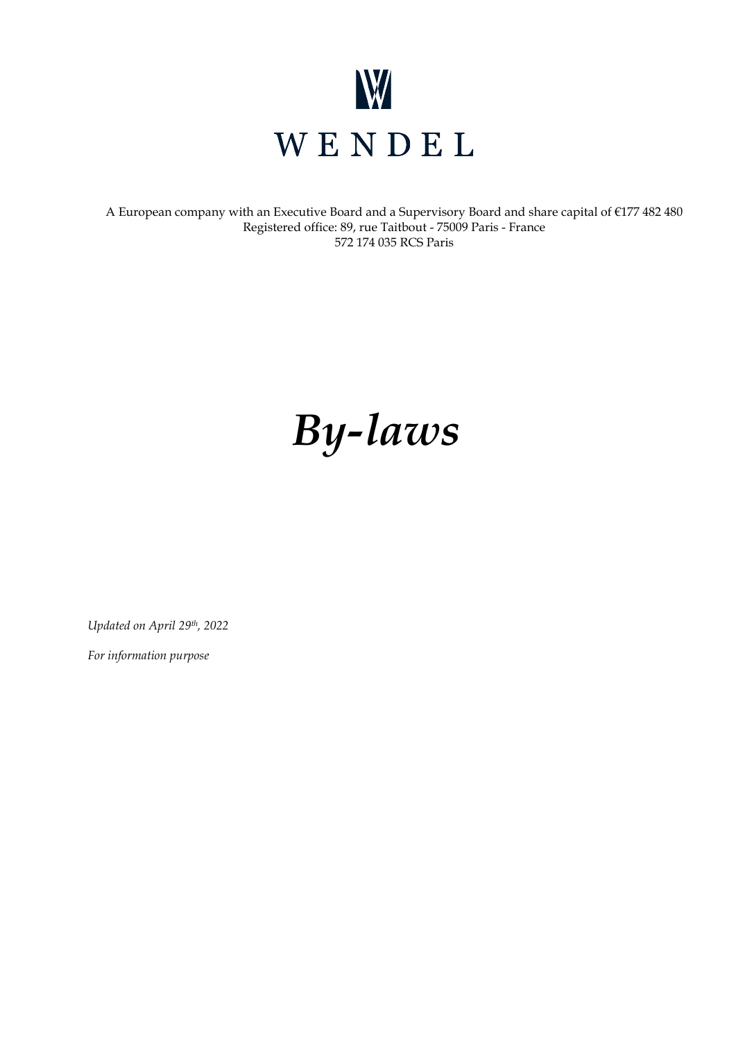# WENDEL

A European company with an Executive Board and a Supervisory Board and share capital of €177 482 480
Registered office: 89, rue Taitbout - 75009 Paris - France
572 174 035 RCS Paris

# *By-laws*

*Updated on April 29th, 2022*

*For information purpose*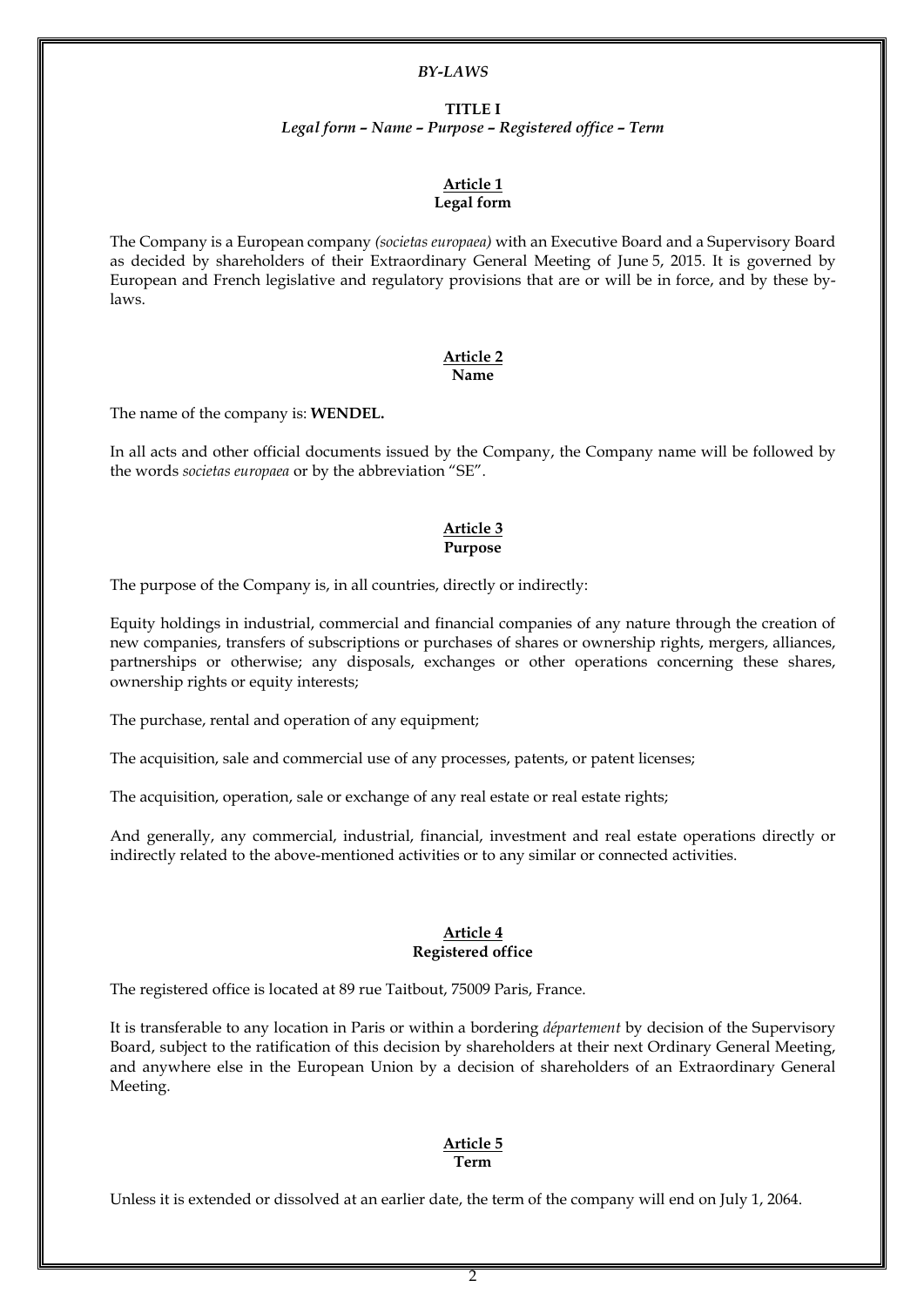*BY-LAWS*

# TITLE I
*Legal form – Name – Purpose – Registered office – Term*

## Article 1
**Legal form**

The Company is a European company *(societas europaea)* with an Executive Board and a Supervisory Board as decided by shareholders of their Extraordinary General Meeting of June 5, 2015. It is governed by European and French legislative and regulatory provisions that are or will be in force, and by these by-laws.

## Article 2
**Name**

The name of the company is: **WENDEL.**

In all acts and other official documents issued by the Company, the Company name will be followed by the words *societas europaea* or by the abbreviation "SE".

## Article 3
**Purpose**

The purpose of the Company is, in all countries, directly or indirectly:

Equity holdings in industrial, commercial and financial companies of any nature through the creation of new companies, transfers of subscriptions or purchases of shares or ownership rights, mergers, alliances, partnerships or otherwise; any disposals, exchanges or other operations concerning these shares, ownership rights or equity interests;

The purchase, rental and operation of any equipment;

The acquisition, sale and commercial use of any processes, patents, or patent licenses;

The acquisition, operation, sale or exchange of any real estate or real estate rights;

And generally, any commercial, industrial, financial, investment and real estate operations directly or indirectly related to the above-mentioned activities or to any similar or connected activities.

## Article 4
**Registered office**

The registered office is located at 89 rue Taitbout, 75009 Paris, France.

It is transferable to any location in Paris or within a bordering *département* by decision of the Supervisory Board, subject to the ratification of this decision by shareholders at their next Ordinary General Meeting, and anywhere else in the European Union by a decision of shareholders of an Extraordinary General Meeting.

## Article 5
**Term**

Unless it is extended or dissolved at an earlier date, the term of the company will end on July 1, 2064.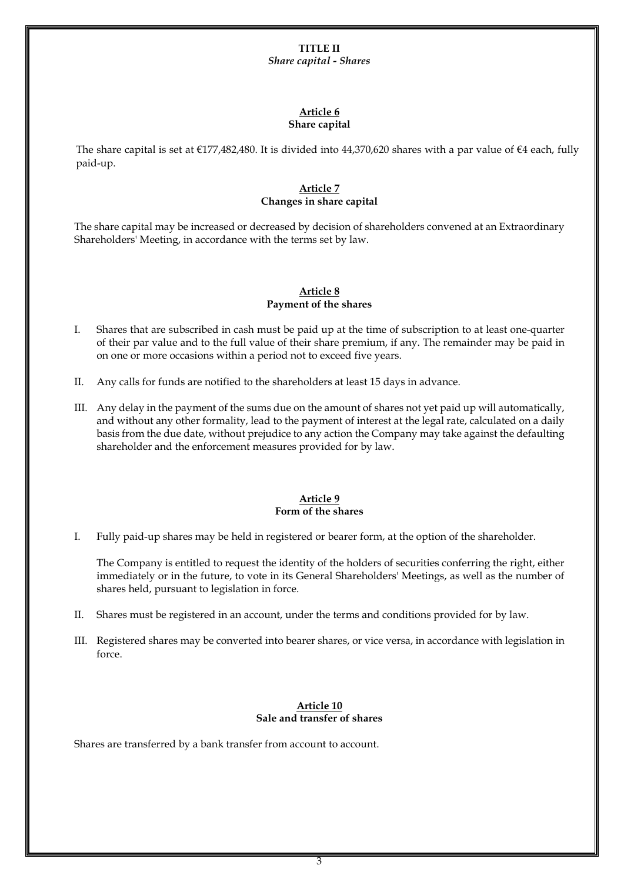# TITLE II

*Share capital - Shares*

## Article 6

**Share capital**

The share capital is set at €177,482,480. It is divided into 44,370,620 shares with a par value of €4 each, fully paid-up.

## Article 7

**Changes in share capital**

The share capital may be increased or decreased by decision of shareholders convened at an Extraordinary Shareholders' Meeting, in accordance with the terms set by law.

## Article 8

**Payment of the shares**

I. Shares that are subscribed in cash must be paid up at the time of subscription to at least one-quarter of their par value and to the full value of their share premium, if any. The remainder may be paid in on one or more occasions within a period not to exceed five years.

II. Any calls for funds are notified to the shareholders at least 15 days in advance.

III. Any delay in the payment of the sums due on the amount of shares not yet paid up will automatically, and without any other formality, lead to the payment of interest at the legal rate, calculated on a daily basis from the due date, without prejudice to any action the Company may take against the defaulting shareholder and the enforcement measures provided for by law.

## Article 9

**Form of the shares**

I. Fully paid-up shares may be held in registered or bearer form, at the option of the shareholder.

The Company is entitled to request the identity of the holders of securities conferring the right, either immediately or in the future, to vote in its General Shareholders' Meetings, as well as the number of shares held, pursuant to legislation in force.

II. Shares must be registered in an account, under the terms and conditions provided for by law.

III. Registered shares may be converted into bearer shares, or vice versa, in accordance with legislation in force.

## Article 10

**Sale and transfer of shares**

Shares are transferred by a bank transfer from account to account.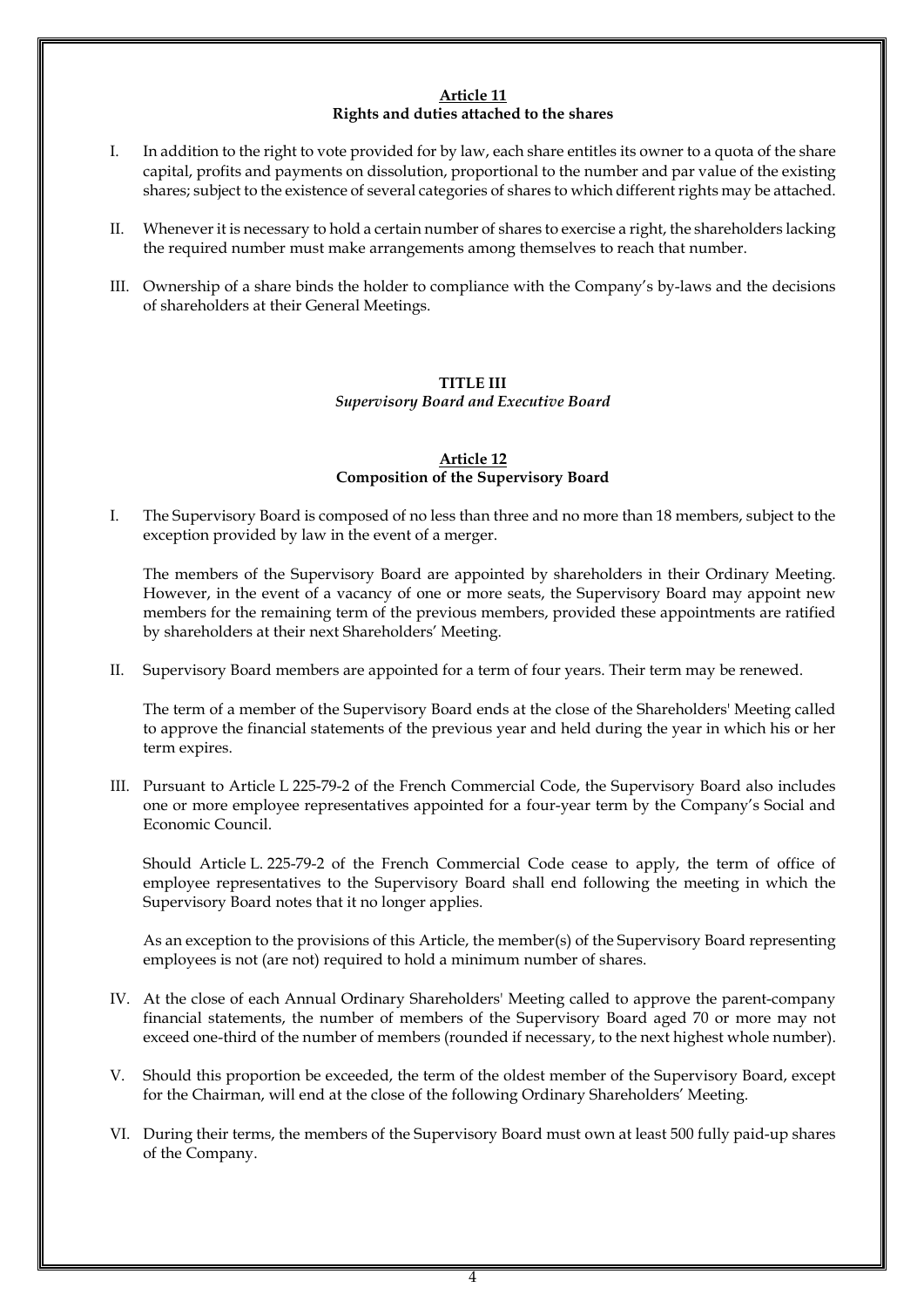## Article 11
**Rights and duties attached to the shares**

I. In addition to the right to vote provided for by law, each share entitles its owner to a quota of the share capital, profits and payments on dissolution, proportional to the number and par value of the existing shares; subject to the existence of several categories of shares to which different rights may be attached.

II. Whenever it is necessary to hold a certain number of shares to exercise a right, the shareholders lacking the required number must make arrangements among themselves to reach that number.

III. Ownership of a share binds the holder to compliance with the Company's by-laws and the decisions of shareholders at their General Meetings.

# TITLE III
*Supervisory Board and Executive Board*

## Article 12
**Composition of the Supervisory Board**

I. The Supervisory Board is composed of no less than three and no more than 18 members, subject to the exception provided by law in the event of a merger.

   The members of the Supervisory Board are appointed by shareholders in their Ordinary Meeting. However, in the event of a vacancy of one or more seats, the Supervisory Board may appoint new members for the remaining term of the previous members, provided these appointments are ratified by shareholders at their next Shareholders' Meeting.

II. Supervisory Board members are appointed for a term of four years. Their term may be renewed.

   The term of a member of the Supervisory Board ends at the close of the Shareholders' Meeting called to approve the financial statements of the previous year and held during the year in which his or her term expires.

III. Pursuant to Article L 225-79-2 of the French Commercial Code, the Supervisory Board also includes one or more employee representatives appointed for a four-year term by the Company's Social and Economic Council.

   Should Article L. 225-79-2 of the French Commercial Code cease to apply, the term of office of employee representatives to the Supervisory Board shall end following the meeting in which the Supervisory Board notes that it no longer applies.

   As an exception to the provisions of this Article, the member(s) of the Supervisory Board representing employees is not (are not) required to hold a minimum number of shares.

IV. At the close of each Annual Ordinary Shareholders' Meeting called to approve the parent-company financial statements, the number of members of the Supervisory Board aged 70 or more may not exceed one-third of the number of members (rounded if necessary, to the next highest whole number).

V. Should this proportion be exceeded, the term of the oldest member of the Supervisory Board, except for the Chairman, will end at the close of the following Ordinary Shareholders' Meeting.

VI. During their terms, the members of the Supervisory Board must own at least 500 fully paid-up shares of the Company.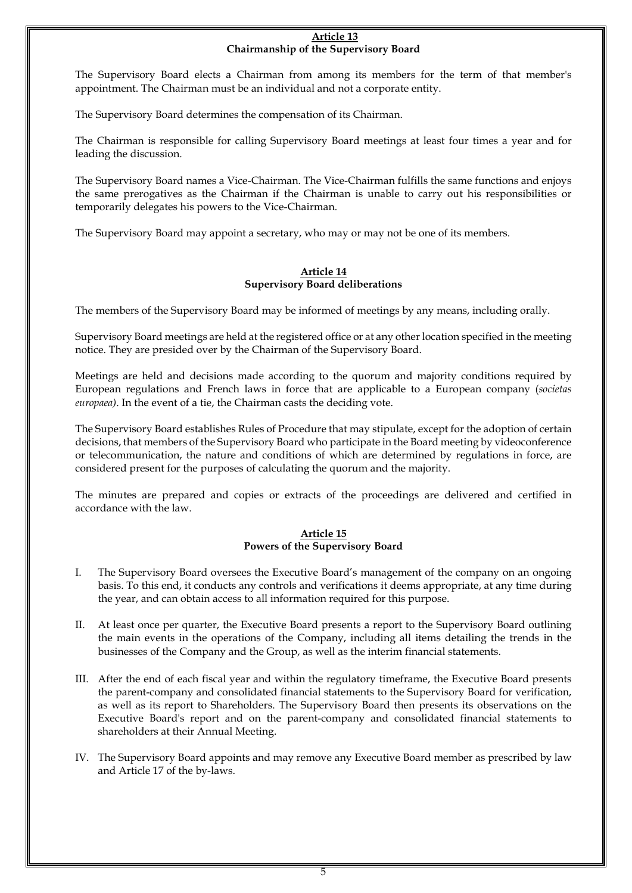## Article 13
## Chairmanship of the Supervisory Board

The Supervisory Board elects a Chairman from among its members for the term of that member's appointment. The Chairman must be an individual and not a corporate entity.

The Supervisory Board determines the compensation of its Chairman.

The Chairman is responsible for calling Supervisory Board meetings at least four times a year and for leading the discussion.

The Supervisory Board names a Vice-Chairman. The Vice-Chairman fulfills the same functions and enjoys the same prerogatives as the Chairman if the Chairman is unable to carry out his responsibilities or temporarily delegates his powers to the Vice-Chairman.

The Supervisory Board may appoint a secretary, who may or may not be one of its members.

## Article 14
## Supervisory Board deliberations

The members of the Supervisory Board may be informed of meetings by any means, including orally.

Supervisory Board meetings are held at the registered office or at any other location specified in the meeting notice. They are presided over by the Chairman of the Supervisory Board.

Meetings are held and decisions made according to the quorum and majority conditions required by European regulations and French laws in force that are applicable to a European company (*societas europaea)*. In the event of a tie, the Chairman casts the deciding vote.

The Supervisory Board establishes Rules of Procedure that may stipulate, except for the adoption of certain decisions, that members of the Supervisory Board who participate in the Board meeting by videoconference or telecommunication, the nature and conditions of which are determined by regulations in force, are considered present for the purposes of calculating the quorum and the majority.

The minutes are prepared and copies or extracts of the proceedings are delivered and certified in accordance with the law.

## Article 15
## Powers of the Supervisory Board

I. The Supervisory Board oversees the Executive Board's management of the company on an ongoing basis. To this end, it conducts any controls and verifications it deems appropriate, at any time during the year, and can obtain access to all information required for this purpose.

II. At least once per quarter, the Executive Board presents a report to the Supervisory Board outlining the main events in the operations of the Company, including all items detailing the trends in the businesses of the Company and the Group, as well as the interim financial statements.

III. After the end of each fiscal year and within the regulatory timeframe, the Executive Board presents the parent-company and consolidated financial statements to the Supervisory Board for verification, as well as its report to Shareholders. The Supervisory Board then presents its observations on the Executive Board's report and on the parent-company and consolidated financial statements to shareholders at their Annual Meeting.

IV. The Supervisory Board appoints and may remove any Executive Board member as prescribed by law and Article 17 of the by-laws.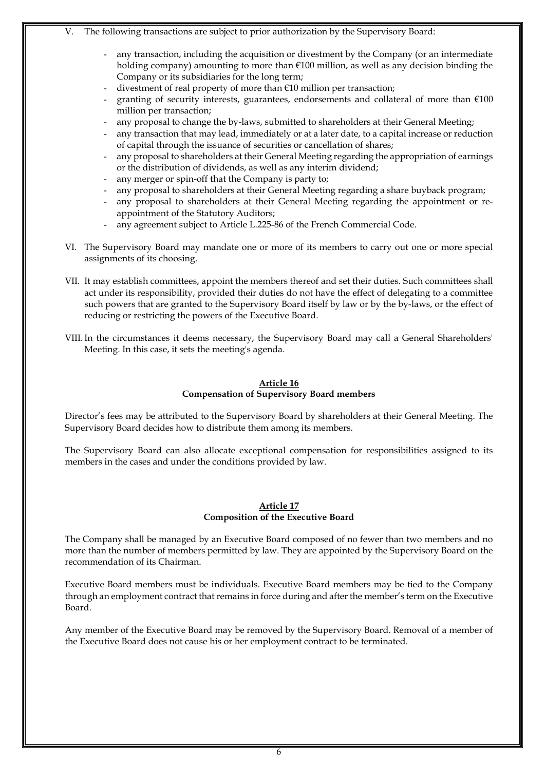V. The following transactions are subject to prior authorization by the Supervisory Board:

- any transaction, including the acquisition or divestment by the Company (or an intermediate holding company) amounting to more than €100 million, as well as any decision binding the Company or its subsidiaries for the long term;
- divestment of real property of more than €10 million per transaction;
- granting of security interests, guarantees, endorsements and collateral of more than €100 million per transaction;
- any proposal to change the by-laws, submitted to shareholders at their General Meeting;
- any transaction that may lead, immediately or at a later date, to a capital increase or reduction of capital through the issuance of securities or cancellation of shares;
- any proposal to shareholders at their General Meeting regarding the appropriation of earnings or the distribution of dividends, as well as any interim dividend;
- any merger or spin-off that the Company is party to;
- any proposal to shareholders at their General Meeting regarding a share buyback program;
- any proposal to shareholders at their General Meeting regarding the appointment or re-appointment of the Statutory Auditors;
- any agreement subject to Article L.225-86 of the French Commercial Code.

VI. The Supervisory Board may mandate one or more of its members to carry out one or more special assignments of its choosing.

VII. It may establish committees, appoint the members thereof and set their duties. Such committees shall act under its responsibility, provided their duties do not have the effect of delegating to a committee such powers that are granted to the Supervisory Board itself by law or by the by-laws, or the effect of reducing or restricting the powers of the Executive Board.

VIII. In the circumstances it deems necessary, the Supervisory Board may call a General Shareholders' Meeting. In this case, it sets the meeting's agenda.

## Article 16
**Compensation of Supervisory Board members**

Director's fees may be attributed to the Supervisory Board by shareholders at their General Meeting. The Supervisory Board decides how to distribute them among its members.

The Supervisory Board can also allocate exceptional compensation for responsibilities assigned to its members in the cases and under the conditions provided by law.

## Article 17
**Composition of the Executive Board**

The Company shall be managed by an Executive Board composed of no fewer than two members and no more than the number of members permitted by law. They are appointed by the Supervisory Board on the recommendation of its Chairman.

Executive Board members must be individuals. Executive Board members may be tied to the Company through an employment contract that remains in force during and after the member's term on the Executive Board.

Any member of the Executive Board may be removed by the Supervisory Board. Removal of a member of the Executive Board does not cause his or her employment contract to be terminated.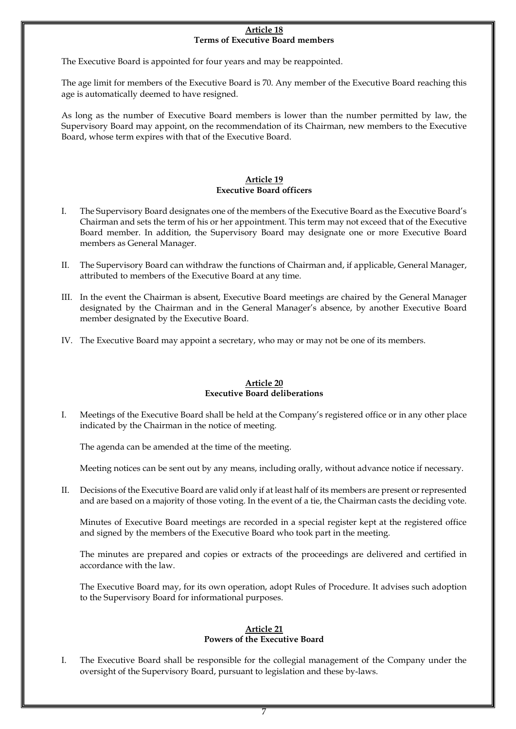## Article 18
### Terms of Executive Board members

The Executive Board is appointed for four years and may be reappointed.

The age limit for members of the Executive Board is 70. Any member of the Executive Board reaching this age is automatically deemed to have resigned.

As long as the number of Executive Board members is lower than the number permitted by law, the Supervisory Board may appoint, on the recommendation of its Chairman, new members to the Executive Board, whose term expires with that of the Executive Board.

## Article 19
### Executive Board officers

I. The Supervisory Board designates one of the members of the Executive Board as the Executive Board's Chairman and sets the term of his or her appointment. This term may not exceed that of the Executive Board member. In addition, the Supervisory Board may designate one or more Executive Board members as General Manager.

II. The Supervisory Board can withdraw the functions of Chairman and, if applicable, General Manager, attributed to members of the Executive Board at any time.

III. In the event the Chairman is absent, Executive Board meetings are chaired by the General Manager designated by the Chairman and in the General Manager's absence, by another Executive Board member designated by the Executive Board.

IV. The Executive Board may appoint a secretary, who may or may not be one of its members.

## Article 20
### Executive Board deliberations

I. Meetings of the Executive Board shall be held at the Company's registered office or in any other place indicated by the Chairman in the notice of meeting.

The agenda can be amended at the time of the meeting.

Meeting notices can be sent out by any means, including orally, without advance notice if necessary.

II. Decisions of the Executive Board are valid only if at least half of its members are present or represented and are based on a majority of those voting. In the event of a tie, the Chairman casts the deciding vote.

Minutes of Executive Board meetings are recorded in a special register kept at the registered office and signed by the members of the Executive Board who took part in the meeting.

The minutes are prepared and copies or extracts of the proceedings are delivered and certified in accordance with the law.

The Executive Board may, for its own operation, adopt Rules of Procedure. It advises such adoption to the Supervisory Board for informational purposes.

## Article 21
### Powers of the Executive Board

I. The Executive Board shall be responsible for the collegial management of the Company under the oversight of the Supervisory Board, pursuant to legislation and these by-laws.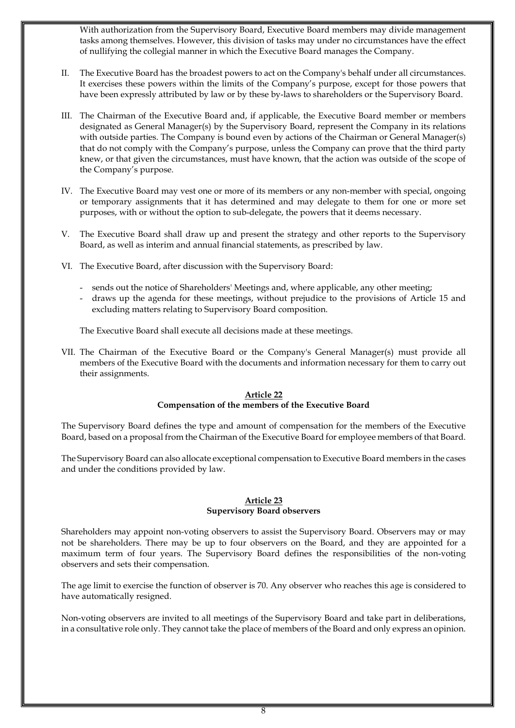With authorization from the Supervisory Board, Executive Board members may divide management tasks among themselves. However, this division of tasks may under no circumstances have the effect of nullifying the collegial manner in which the Executive Board manages the Company.

II. The Executive Board has the broadest powers to act on the Company's behalf under all circumstances. It exercises these powers within the limits of the Company's purpose, except for those powers that have been expressly attributed by law or by these by-laws to shareholders or the Supervisory Board.

III. The Chairman of the Executive Board and, if applicable, the Executive Board member or members designated as General Manager(s) by the Supervisory Board, represent the Company in its relations with outside parties. The Company is bound even by actions of the Chairman or General Manager(s) that do not comply with the Company's purpose, unless the Company can prove that the third party knew, or that given the circumstances, must have known, that the action was outside of the scope of the Company's purpose.

IV. The Executive Board may vest one or more of its members or any non-member with special, ongoing or temporary assignments that it has determined and may delegate to them for one or more set purposes, with or without the option to sub-delegate, the powers that it deems necessary.

V. The Executive Board shall draw up and present the strategy and other reports to the Supervisory Board, as well as interim and annual financial statements, as prescribed by law.

VI. The Executive Board, after discussion with the Supervisory Board:

- sends out the notice of Shareholders' Meetings and, where applicable, any other meeting;
- draws up the agenda for these meetings, without prejudice to the provisions of Article 15 and excluding matters relating to Supervisory Board composition.

The Executive Board shall execute all decisions made at these meetings.

VII. The Chairman of the Executive Board or the Company's General Manager(s) must provide all members of the Executive Board with the documents and information necessary for them to carry out their assignments.

## Article 22
## Compensation of the members of the Executive Board

The Supervisory Board defines the type and amount of compensation for the members of the Executive Board, based on a proposal from the Chairman of the Executive Board for employee members of that Board.

The Supervisory Board can also allocate exceptional compensation to Executive Board members in the cases and under the conditions provided by law.

## Article 23
## Supervisory Board observers

Shareholders may appoint non-voting observers to assist the Supervisory Board. Observers may or may not be shareholders. There may be up to four observers on the Board, and they are appointed for a maximum term of four years. The Supervisory Board defines the responsibilities of the non-voting observers and sets their compensation.

The age limit to exercise the function of observer is 70. Any observer who reaches this age is considered to have automatically resigned.

Non-voting observers are invited to all meetings of the Supervisory Board and take part in deliberations, in a consultative role only. They cannot take the place of members of the Board and only express an opinion.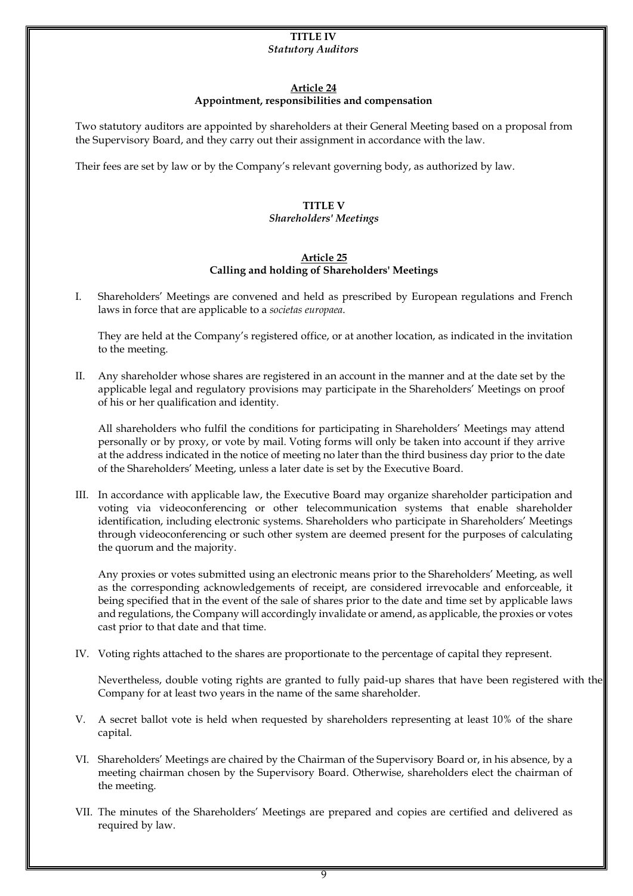## TITLE IV
*Statutory Auditors*

### Article 24
**Appointment, responsibilities and compensation**

Two statutory auditors are appointed by shareholders at their General Meeting based on a proposal from the Supervisory Board, and they carry out their assignment in accordance with the law.

Their fees are set by law or by the Company's relevant governing body, as authorized by law.

## TITLE V
*Shareholders' Meetings*

### Article 25
**Calling and holding of Shareholders' Meetings**

I. Shareholders' Meetings are convened and held as prescribed by European regulations and French laws in force that are applicable to a *societas europaea*.

They are held at the Company's registered office, or at another location, as indicated in the invitation to the meeting.

II. Any shareholder whose shares are registered in an account in the manner and at the date set by the applicable legal and regulatory provisions may participate in the Shareholders' Meetings on proof of his or her qualification and identity.

All shareholders who fulfil the conditions for participating in Shareholders' Meetings may attend personally or by proxy, or vote by mail. Voting forms will only be taken into account if they arrive at the address indicated in the notice of meeting no later than the third business day prior to the date of the Shareholders' Meeting, unless a later date is set by the Executive Board.

III. In accordance with applicable law, the Executive Board may organize shareholder participation and voting via videoconferencing or other telecommunication systems that enable shareholder identification, including electronic systems. Shareholders who participate in Shareholders' Meetings through videoconferencing or such other system are deemed present for the purposes of calculating the quorum and the majority.

Any proxies or votes submitted using an electronic means prior to the Shareholders' Meeting, as well as the corresponding acknowledgements of receipt, are considered irrevocable and enforceable, it being specified that in the event of the sale of shares prior to the date and time set by applicable laws and regulations, the Company will accordingly invalidate or amend, as applicable, the proxies or votes cast prior to that date and that time.

IV. Voting rights attached to the shares are proportionate to the percentage of capital they represent.

Nevertheless, double voting rights are granted to fully paid-up shares that have been registered with the Company for at least two years in the name of the same shareholder.

V. A secret ballot vote is held when requested by shareholders representing at least 10% of the share capital.

VI. Shareholders' Meetings are chaired by the Chairman of the Supervisory Board or, in his absence, by a meeting chairman chosen by the Supervisory Board. Otherwise, shareholders elect the chairman of the meeting.

VII. The minutes of the Shareholders' Meetings are prepared and copies are certified and delivered as required by law.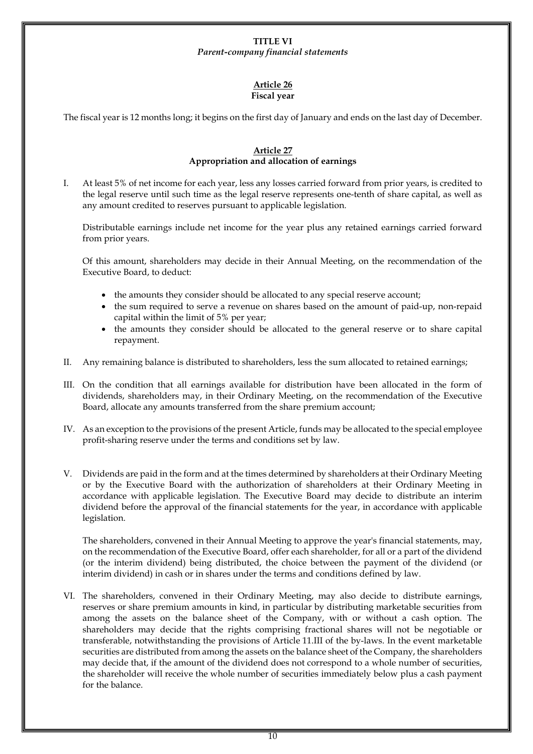## TITLE VI

*Parent-company financial statements*

### Article 26

**Fiscal year**

The fiscal year is 12 months long; it begins on the first day of January and ends on the last day of December.

### Article 27

**Appropriation and allocation of earnings**

I. At least 5% of net income for each year, less any losses carried forward from prior years, is credited to the legal reserve until such time as the legal reserve represents one-tenth of share capital, as well as any amount credited to reserves pursuant to applicable legislation.

   Distributable earnings include net income for the year plus any retained earnings carried forward from prior years.

   Of this amount, shareholders may decide in their Annual Meeting, on the recommendation of the Executive Board, to deduct:

   - the amounts they consider should be allocated to any special reserve account;
   - the sum required to serve a revenue on shares based on the amount of paid-up, non-repaid capital within the limit of 5% per year;
   - the amounts they consider should be allocated to the general reserve or to share capital repayment.

II. Any remaining balance is distributed to shareholders, less the sum allocated to retained earnings;

III. On the condition that all earnings available for distribution have been allocated in the form of dividends, shareholders may, in their Ordinary Meeting, on the recommendation of the Executive Board, allocate any amounts transferred from the share premium account;

IV. As an exception to the provisions of the present Article, funds may be allocated to the special employee profit-sharing reserve under the terms and conditions set by law.

V. Dividends are paid in the form and at the times determined by shareholders at their Ordinary Meeting or by the Executive Board with the authorization of shareholders at their Ordinary Meeting in accordance with applicable legislation. The Executive Board may decide to distribute an interim dividend before the approval of the financial statements for the year, in accordance with applicable legislation.

   The shareholders, convened in their Annual Meeting to approve the year's financial statements, may, on the recommendation of the Executive Board, offer each shareholder, for all or a part of the dividend (or the interim dividend) being distributed, the choice between the payment of the dividend (or interim dividend) in cash or in shares under the terms and conditions defined by law.

VI. The shareholders, convened in their Ordinary Meeting, may also decide to distribute earnings, reserves or share premium amounts in kind, in particular by distributing marketable securities from among the assets on the balance sheet of the Company, with or without a cash option. The shareholders may decide that the rights comprising fractional shares will not be negotiable or transferable, notwithstanding the provisions of Article 11.III of the by-laws. In the event marketable securities are distributed from among the assets on the balance sheet of the Company, the shareholders may decide that, if the amount of the dividend does not correspond to a whole number of securities, the shareholder will receive the whole number of securities immediately below plus a cash payment for the balance.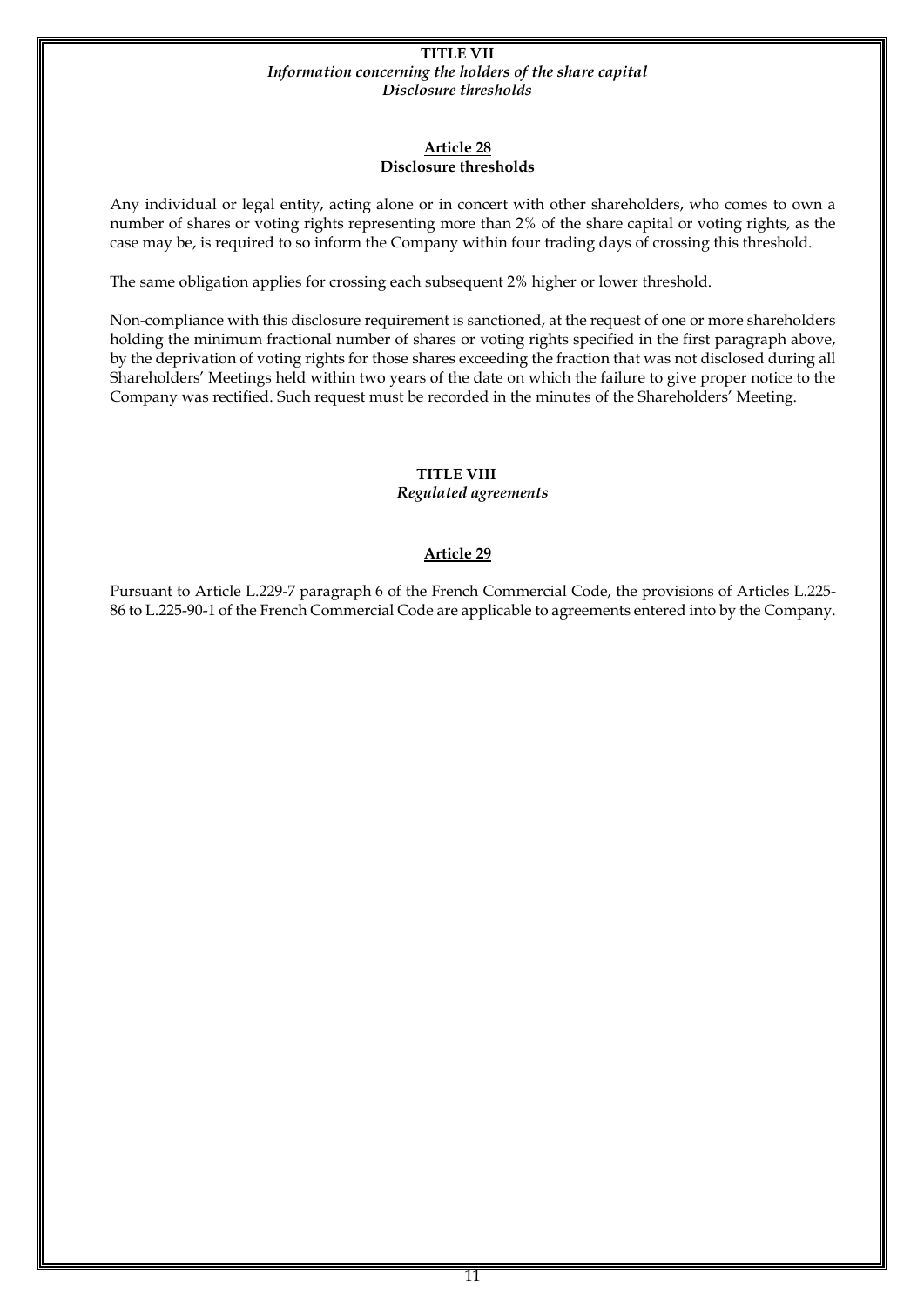## TITLE VII

*Information concerning the holders of the share capital*
*Disclosure thresholds*

### Article 28
**Disclosure thresholds**

Any individual or legal entity, acting alone or in concert with other shareholders, who comes to own a number of shares or voting rights representing more than 2% of the share capital or voting rights, as the case may be, is required to so inform the Company within four trading days of crossing this threshold.

The same obligation applies for crossing each subsequent 2% higher or lower threshold.

Non-compliance with this disclosure requirement is sanctioned, at the request of one or more shareholders holding the minimum fractional number of shares or voting rights specified in the first paragraph above, by the deprivation of voting rights for those shares exceeding the fraction that was not disclosed during all Shareholders' Meetings held within two years of the date on which the failure to give proper notice to the Company was rectified. Such request must be recorded in the minutes of the Shareholders' Meeting.

## TITLE VIII

*Regulated agreements*

### Article 29

Pursuant to Article L.229-7 paragraph 6 of the French Commercial Code, the provisions of Articles L.225-86 to L.225-90-1 of the French Commercial Code are applicable to agreements entered into by the Company.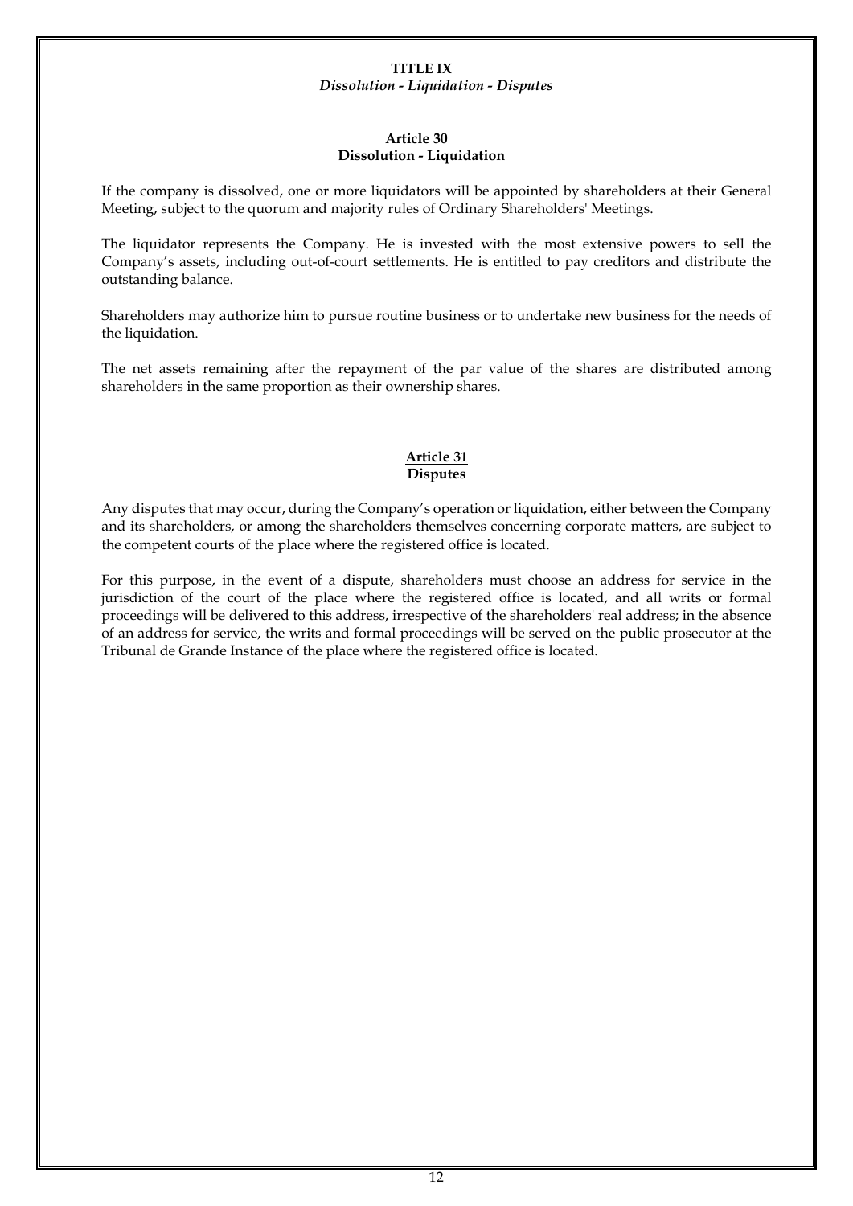# TITLE IX
*Dissolution - Liquidation - Disputes*

## Article 30
**Dissolution - Liquidation**

If the company is dissolved, one or more liquidators will be appointed by shareholders at their General Meeting, subject to the quorum and majority rules of Ordinary Shareholders' Meetings.

The liquidator represents the Company. He is invested with the most extensive powers to sell the Company's assets, including out-of-court settlements. He is entitled to pay creditors and distribute the outstanding balance.

Shareholders may authorize him to pursue routine business or to undertake new business for the needs of the liquidation.

The net assets remaining after the repayment of the par value of the shares are distributed among shareholders in the same proportion as their ownership shares.

## Article 31
**Disputes**

Any disputes that may occur, during the Company's operation or liquidation, either between the Company and its shareholders, or among the shareholders themselves concerning corporate matters, are subject to the competent courts of the place where the registered office is located.

For this purpose, in the event of a dispute, shareholders must choose an address for service in the jurisdiction of the court of the place where the registered office is located, and all writs or formal proceedings will be delivered to this address, irrespective of the shareholders' real address; in the absence of an address for service, the writs and formal proceedings will be served on the public prosecutor at the Tribunal de Grande Instance of the place where the registered office is located.